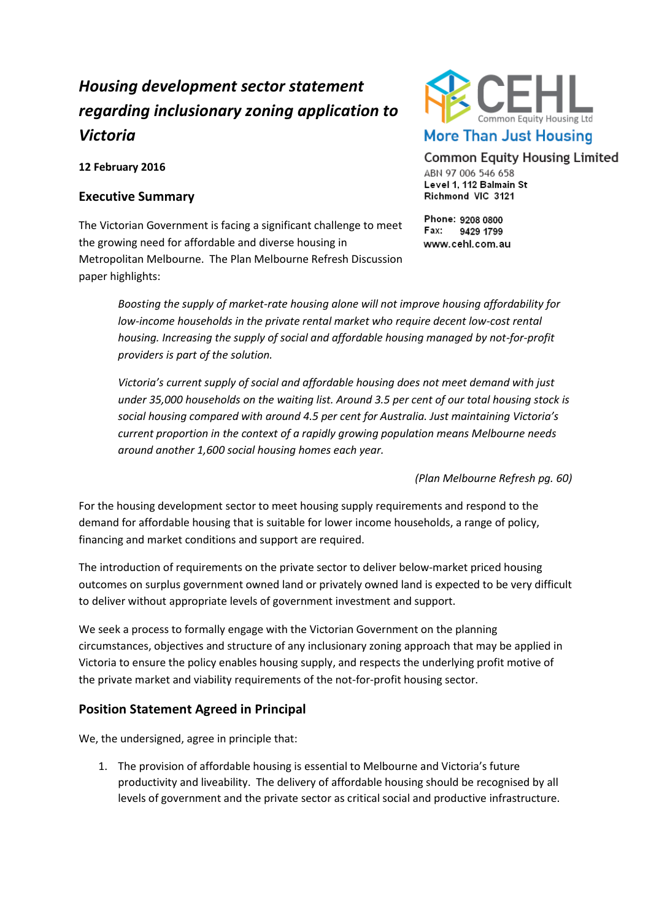# *Housing development sector statement regarding inclusionary zoning application to Victoria*

**12 February 2016**

CEHL
Common Equity Housing Ltd
More Than Just Housing

Common Equity Housing Limited
ABN 97 006 546 658
Level 1, 112 Balmain St
Richmond VIC 3121

Phone: 9208 0800
Fax: 9429 1799
www.cehl.com.au

## Executive Summary

The Victorian Government is facing a significant challenge to meet the growing need for affordable and diverse housing in Metropolitan Melbourne. The Plan Melbourne Refresh Discussion paper highlights:

> *Boosting the supply of market-rate housing alone will not improve housing affordability for low-income households in the private rental market who require decent low-cost rental housing. Increasing the supply of social and affordable housing managed by not-for-profit providers is part of the solution.*
>
> *Victoria's current supply of social and affordable housing does not meet demand with just under 35,000 households on the waiting list. Around 3.5 per cent of our total housing stock is social housing compared with around 4.5 per cent for Australia. Just maintaining Victoria's current proportion in the context of a rapidly growing population means Melbourne needs around another 1,600 social housing homes each year.*
>
> *(Plan Melbourne Refresh pg. 60)*

For the housing development sector to meet housing supply requirements and respond to the demand for affordable housing that is suitable for lower income households, a range of policy, financing and market conditions and support are required.

The introduction of requirements on the private sector to deliver below-market priced housing outcomes on surplus government owned land or privately owned land is expected to be very difficult to deliver without appropriate levels of government investment and support.

We seek a process to formally engage with the Victorian Government on the planning circumstances, objectives and structure of any inclusionary zoning approach that may be applied in Victoria to ensure the policy enables housing supply, and respects the underlying profit motive of the private market and viability requirements of the not-for-profit housing sector.

## Position Statement Agreed in Principal

We, the undersigned, agree in principle that:

1. The provision of affordable housing is essential to Melbourne and Victoria's future productivity and liveability. The delivery of affordable housing should be recognised by all levels of government and the private sector as critical social and productive infrastructure.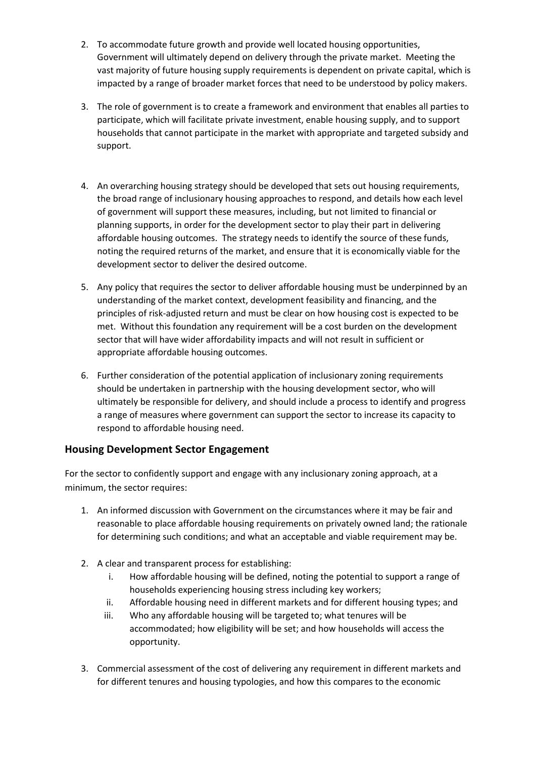2. To accommodate future growth and provide well located housing opportunities, Government will ultimately depend on delivery through the private market. Meeting the vast majority of future housing supply requirements is dependent on private capital, which is impacted by a range of broader market forces that need to be understood by policy makers.

3. The role of government is to create a framework and environment that enables all parties to participate, which will facilitate private investment, enable housing supply, and to support households that cannot participate in the market with appropriate and targeted subsidy and support.

4. An overarching housing strategy should be developed that sets out housing requirements, the broad range of inclusionary housing approaches to respond, and details how each level of government will support these measures, including, but not limited to financial or planning supports, in order for the development sector to play their part in delivering affordable housing outcomes. The strategy needs to identify the source of these funds, noting the required returns of the market, and ensure that it is economically viable for the development sector to deliver the desired outcome.

5. Any policy that requires the sector to deliver affordable housing must be underpinned by an understanding of the market context, development feasibility and financing, and the principles of risk-adjusted return and must be clear on how housing cost is expected to be met. Without this foundation any requirement will be a cost burden on the development sector that will have wider affordability impacts and will not result in sufficient or appropriate affordable housing outcomes.

6. Further consideration of the potential application of inclusionary zoning requirements should be undertaken in partnership with the housing development sector, who will ultimately be responsible for delivery, and should include a process to identify and progress a range of measures where government can support the sector to increase its capacity to respond to affordable housing need.

## Housing Development Sector Engagement

For the sector to confidently support and engage with any inclusionary zoning approach, at a minimum, the sector requires:

1. An informed discussion with Government on the circumstances where it may be fair and reasonable to place affordable housing requirements on privately owned land; the rationale for determining such conditions; and what an acceptable and viable requirement may be.

2. A clear and transparent process for establishing:
    i. How affordable housing will be defined, noting the potential to support a range of households experiencing housing stress including key workers;
    ii. Affordable housing need in different markets and for different housing types; and
    iii. Who any affordable housing will be targeted to; what tenures will be accommodated; how eligibility will be set; and how households will access the opportunity.

3. Commercial assessment of the cost of delivering any requirement in different markets and for different tenures and housing typologies, and how this compares to the economic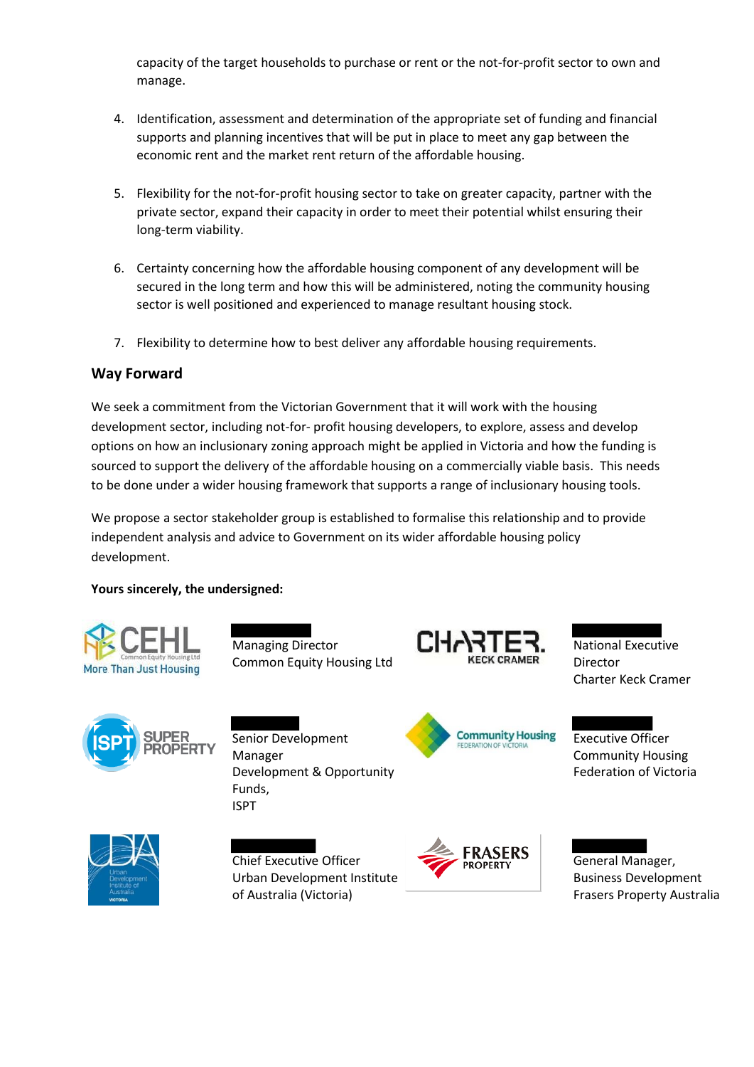capacity of the target households to purchase or rent or the not-for-profit sector to own and manage.

4. Identification, assessment and determination of the appropriate set of funding and financial supports and planning incentives that will be put in place to meet any gap between the economic rent and the market rent return of the affordable housing.

5. Flexibility for the not-for-profit housing sector to take on greater capacity, partner with the private sector, expand their capacity in order to meet their potential whilst ensuring their long-term viability.

6. Certainty concerning how the affordable housing component of any development will be secured in the long term and how this will be administered, noting the community housing sector is well positioned and experienced to manage resultant housing stock.

7. Flexibility to determine how to best deliver any affordable housing requirements.

## Way Forward

We seek a commitment from the Victorian Government that it will work with the housing development sector, including not-for- profit housing developers, to explore, assess and develop options on how an inclusionary zoning approach might be applied in Victoria and how the funding is sourced to support the delivery of the affordable housing on a commercially viable basis. This needs to be done under a wider housing framework that supports a range of inclusionary housing tools.

We propose a sector stakeholder group is established to formalise this relationship and to provide independent analysis and advice to Government on its wider affordable housing policy development.

**Yours sincerely, the undersigned:**

Managing Director
Common Equity Housing Ltd

National Executive Director
Charter Keck Cramer

Senior Development Manager
Development & Opportunity Funds,
ISPT

Executive Officer
Community Housing Federation of Victoria

Chief Executive Officer
Urban Development Institute of Australia (Victoria)

General Manager,
Business Development
Frasers Property Australia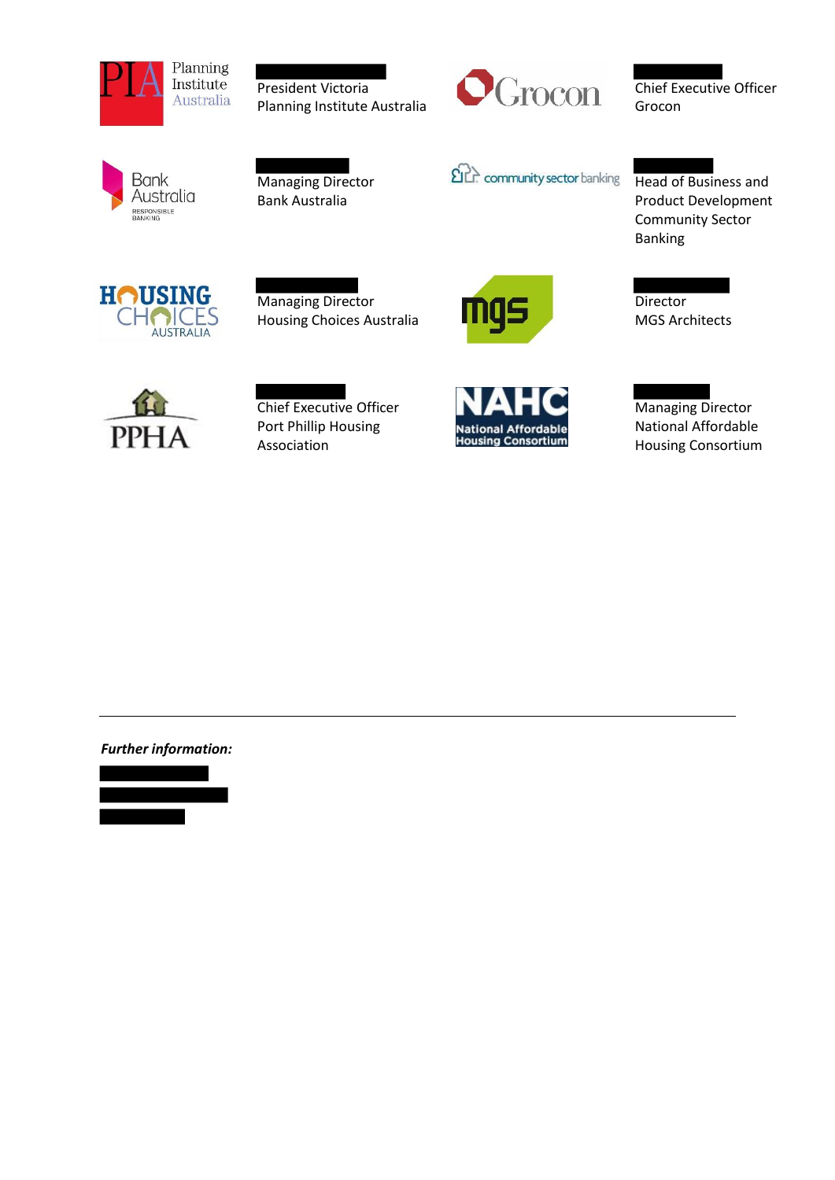President Victoria
Planning Institute Australia

Chief Executive Officer
Grocon

Managing Director
Bank Australia

Head of Business and Product Development
Community Sector Banking

Managing Director
Housing Choices Australia

Director
MGS Architects

Chief Executive Officer
Port Phillip Housing Association

Managing Director
National Affordable Housing Consortium

---

***Further information:***